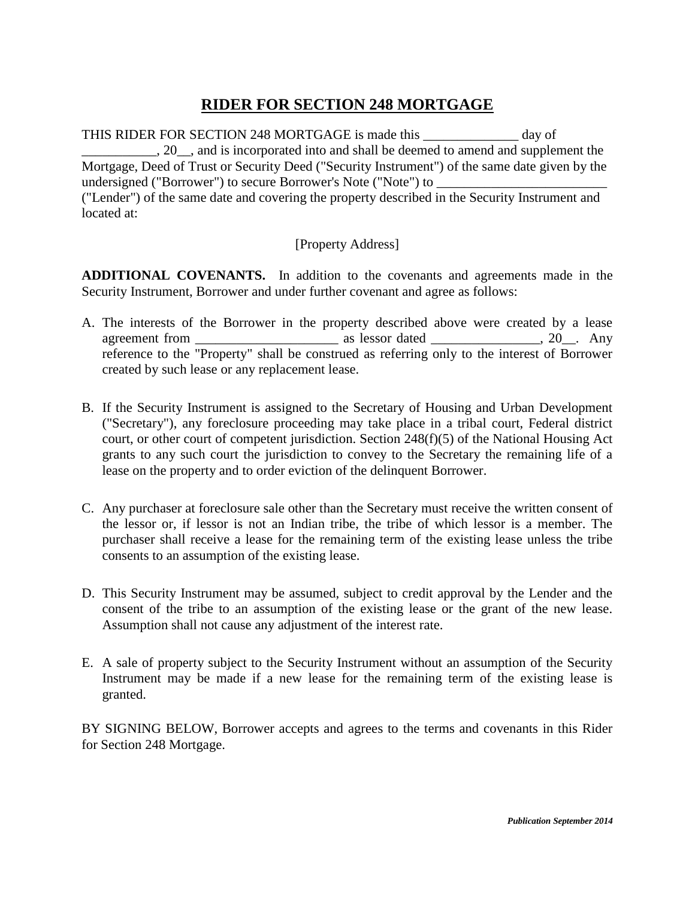# RIDER FOR SECTION 248 MORTGAGE

THIS RIDER FOR SECTION 248 MORTGAGE is made this ______________ day of ___________, 20__, and is incorporated into and shall be deemed to amend and supplement the Mortgage, Deed of Trust or Security Deed ("Security Instrument") of the same date given by the undersigned ("Borrower") to secure Borrower's Note ("Note") to __________________________ ("Lender") of the same date and covering the property described in the Security Instrument and located at:

[Property Address]

**ADDITIONAL COVENANTS.** In addition to the covenants and agreements made in the Security Instrument, Borrower and under further covenant and agree as follows:

A. The interests of the Borrower in the property described above were created by a lease agreement from _____________________ as lessor dated ________________, 20__. Any reference to the "Property" shall be construed as referring only to the interest of Borrower created by such lease or any replacement lease.

B. If the Security Instrument is assigned to the Secretary of Housing and Urban Development ("Secretary"), any foreclosure proceeding may take place in a tribal court, Federal district court, or other court of competent jurisdiction. Section 248(f)(5) of the National Housing Act grants to any such court the jurisdiction to convey to the Secretary the remaining life of a lease on the property and to order eviction of the delinquent Borrower.

C. Any purchaser at foreclosure sale other than the Secretary must receive the written consent of the lessor or, if lessor is not an Indian tribe, the tribe of which lessor is a member. The purchaser shall receive a lease for the remaining term of the existing lease unless the tribe consents to an assumption of the existing lease.

D. This Security Instrument may be assumed, subject to credit approval by the Lender and the consent of the tribe to an assumption of the existing lease or the grant of the new lease. Assumption shall not cause any adjustment of the interest rate.

E. A sale of property subject to the Security Instrument without an assumption of the Security Instrument may be made if a new lease for the remaining term of the existing lease is granted.

BY SIGNING BELOW, Borrower accepts and agrees to the terms and covenants in this Rider for Section 248 Mortgage.

***Publication September 2014***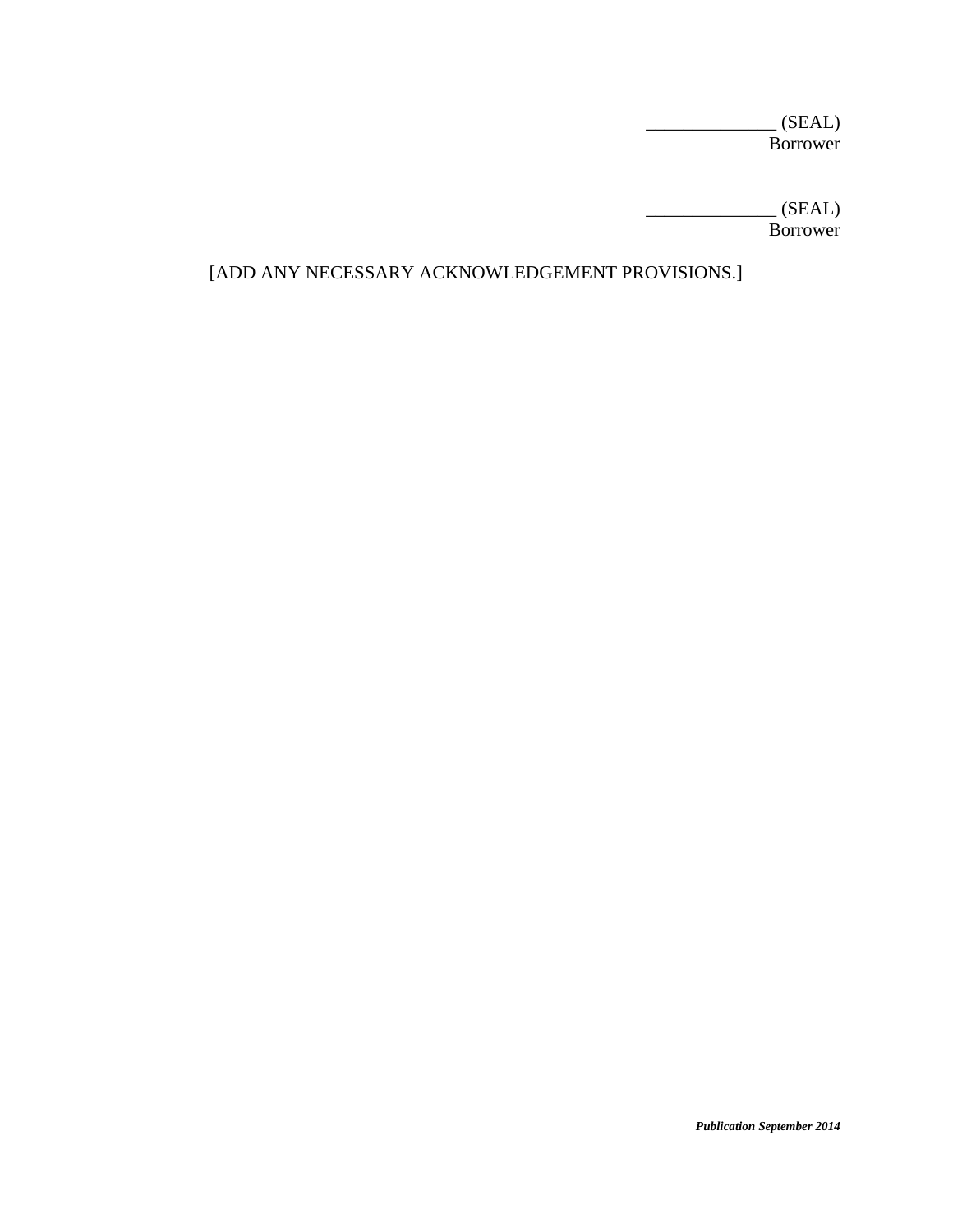______________ (SEAL)
Borrower

______________ (SEAL)
Borrower

[ADD ANY NECESSARY ACKNOWLEDGEMENT PROVISIONS.]

***Publication September 2014***